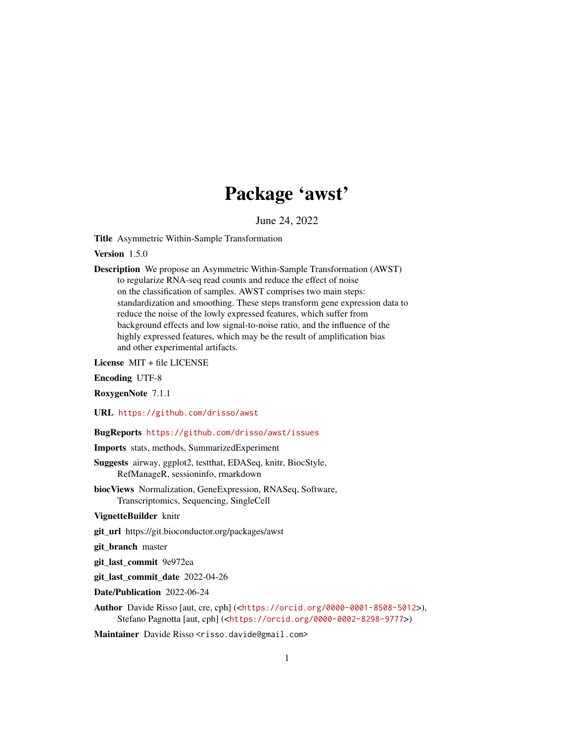# Package 'awst'

June 24, 2022

**Title** Asymmetric Within-Sample Transformation

**Version** 1.5.0

**Description** We propose an Asymmetric Within-Sample Transformation (AWST) to regularize RNA-seq read counts and reduce the effect of noise on the classification of samples. AWST comprises two main steps: standardization and smoothing. These steps transform gene expression data to reduce the noise of the lowly expressed features, which suffer from background effects and low signal-to-noise ratio, and the influence of the highly expressed features, which may be the result of amplification bias and other experimental artifacts.

**License** MIT + file LICENSE

**Encoding** UTF-8

**RoxygenNote** 7.1.1

**URL** https://github.com/drisso/awst

**BugReports** https://github.com/drisso/awst/issues

**Imports** stats, methods, SummarizedExperiment

**Suggests** airway, ggplot2, testthat, EDASeq, knitr, BiocStyle, RefManageR, sessioninfo, rmarkdown

**biocViews** Normalization, GeneExpression, RNASeq, Software, Transcriptomics, Sequencing, SingleCell

**VignetteBuilder** knitr

**git_url** https://git.bioconductor.org/packages/awst

**git_branch** master

**git_last_commit** 9e972ea

**git_last_commit_date** 2022-04-26

**Date/Publication** 2022-06-24

**Author** Davide Risso [aut, cre, cph] (<https://orcid.org/0000-0001-8508-5012>), Stefano Pagnotta [aut, cph] (<https://orcid.org/0000-0002-8298-9777>)

**Maintainer** Davide Risso <risso.davide@gmail.com>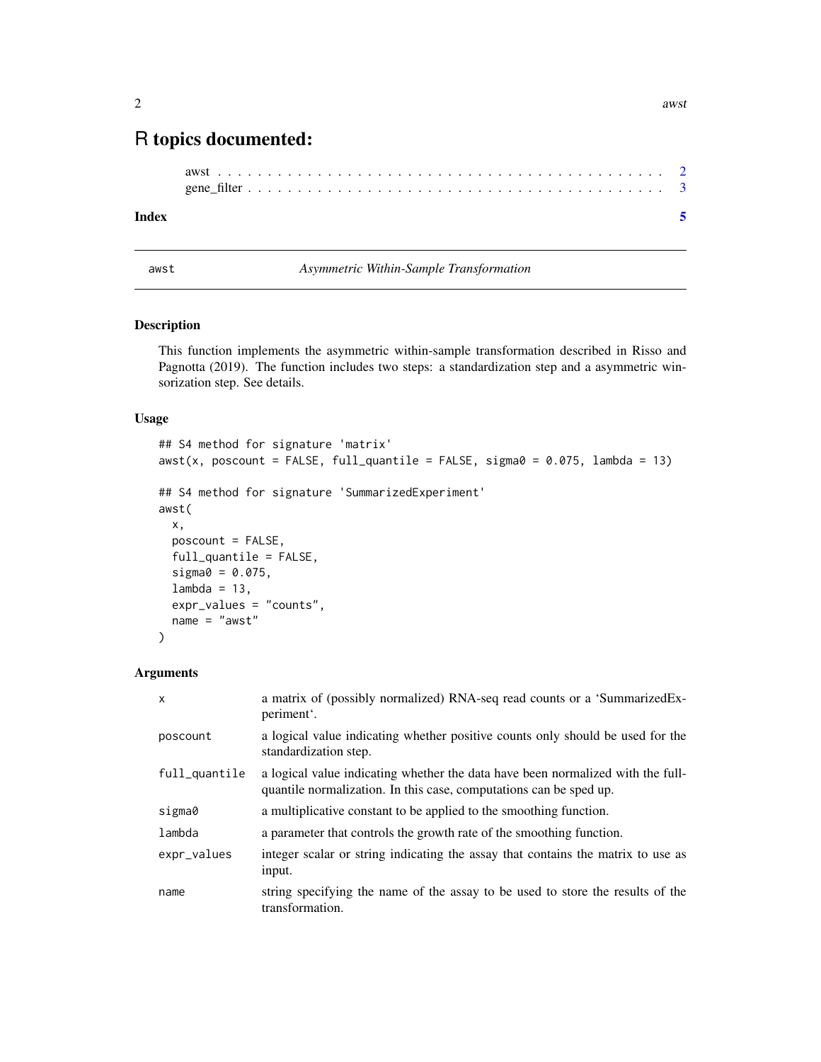# R topics documented:

awst . . . . . . . . . . . . . . . . . . . . . . . . . . . . . . . . . . . . . . . . . . 2
gene_filter . . . . . . . . . . . . . . . . . . . . . . . . . . . . . . . . . . . . . . . 3

**Index** **5**

---

awst — *Asymmetric Within-Sample Transformation*

---

## Description

This function implements the asymmetric within-sample transformation described in Risso and Pagnotta (2019). The function includes two steps: a standardization step and a asymmetric winsorization step. See details.

## Usage

```
## S4 method for signature 'matrix'
awst(x, poscount = FALSE, full_quantile = FALSE, sigma0 = 0.075, lambda = 13)

## S4 method for signature 'SummarizedExperiment'
awst(
  x,
  poscount = FALSE,
  full_quantile = FALSE,
  sigma0 = 0.075,
  lambda = 13,
  expr_values = "counts",
  name = "awst"
)
```

## Arguments

| | |
|---|---|
| x | a matrix of (possibly normalized) RNA-seq read counts or a 'SummarizedExperiment'. |
| poscount | a logical value indicating whether positive counts only should be used for the standardization step. |
| full_quantile | a logical value indicating whether the data have been normalized with the full-quantile normalization. In this case, computations can be sped up. |
| sigma0 | a multiplicative constant to be applied to the smoothing function. |
| lambda | a parameter that controls the growth rate of the smoothing function. |
| expr_values | integer scalar or string indicating the assay that contains the matrix to use as input. |
| name | string specifying the name of the assay to be used to store the results of the transformation. |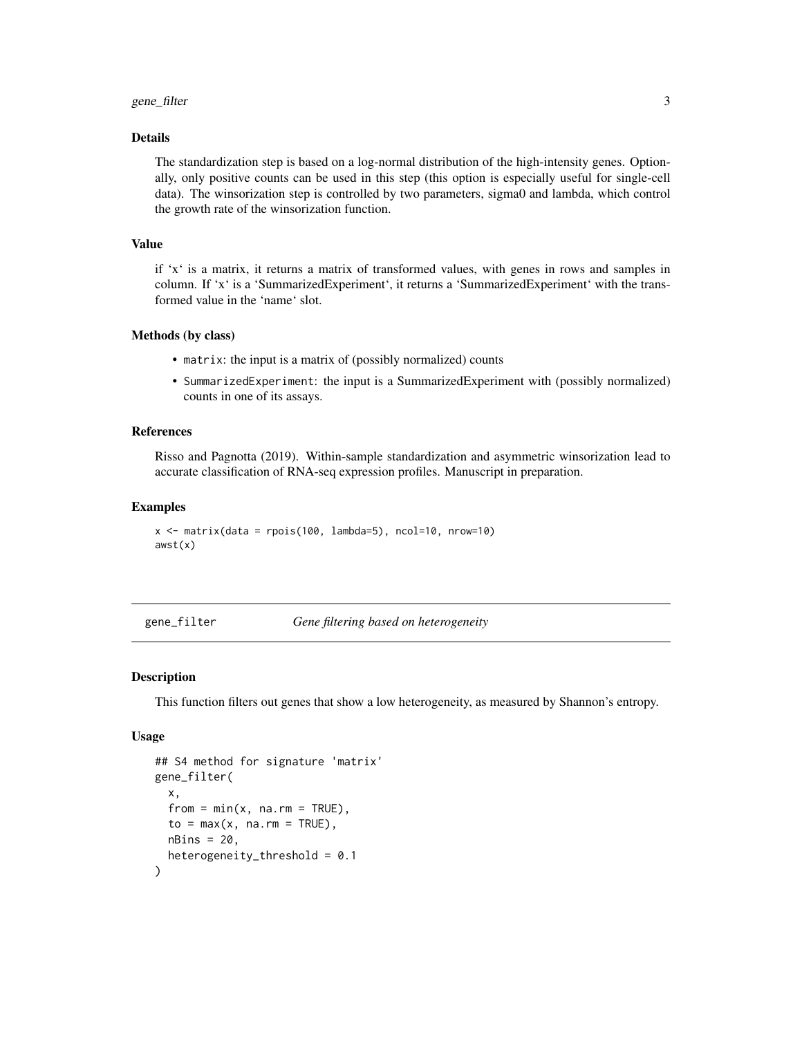### Details

The standardization step is based on a log-normal distribution of the high-intensity genes. Optionally, only positive counts can be used in this step (this option is especially useful for single-cell data). The winsorization step is controlled by two parameters, sigma0 and lambda, which control the growth rate of the winsorization function.

### Value

if 'x' is a matrix, it returns a matrix of transformed values, with genes in rows and samples in column. If 'x' is a 'SummarizedExperiment', it returns a 'SummarizedExperiment' with the transformed value in the 'name' slot.

### Methods (by class)

- `matrix`: the input is a matrix of (possibly normalized) counts
- `SummarizedExperiment`: the input is a SummarizedExperiment with (possibly normalized) counts in one of its assays.

### References

Risso and Pagnotta (2019). Within-sample standardization and asymmetric winsorization lead to accurate classification of RNA-seq expression profiles. Manuscript in preparation.

### Examples

```
x <- matrix(data = rpois(100, lambda=5), ncol=10, nrow=10)
awst(x)
```

---

## gene_filter *Gene filtering based on heterogeneity*

---

### Description

This function filters out genes that show a low heterogeneity, as measured by Shannon's entropy.

### Usage

```
## S4 method for signature 'matrix'
gene_filter(
  x,
  from = min(x, na.rm = TRUE),
  to = max(x, na.rm = TRUE),
  nBins = 20,
  heterogeneity_threshold = 0.1
)
```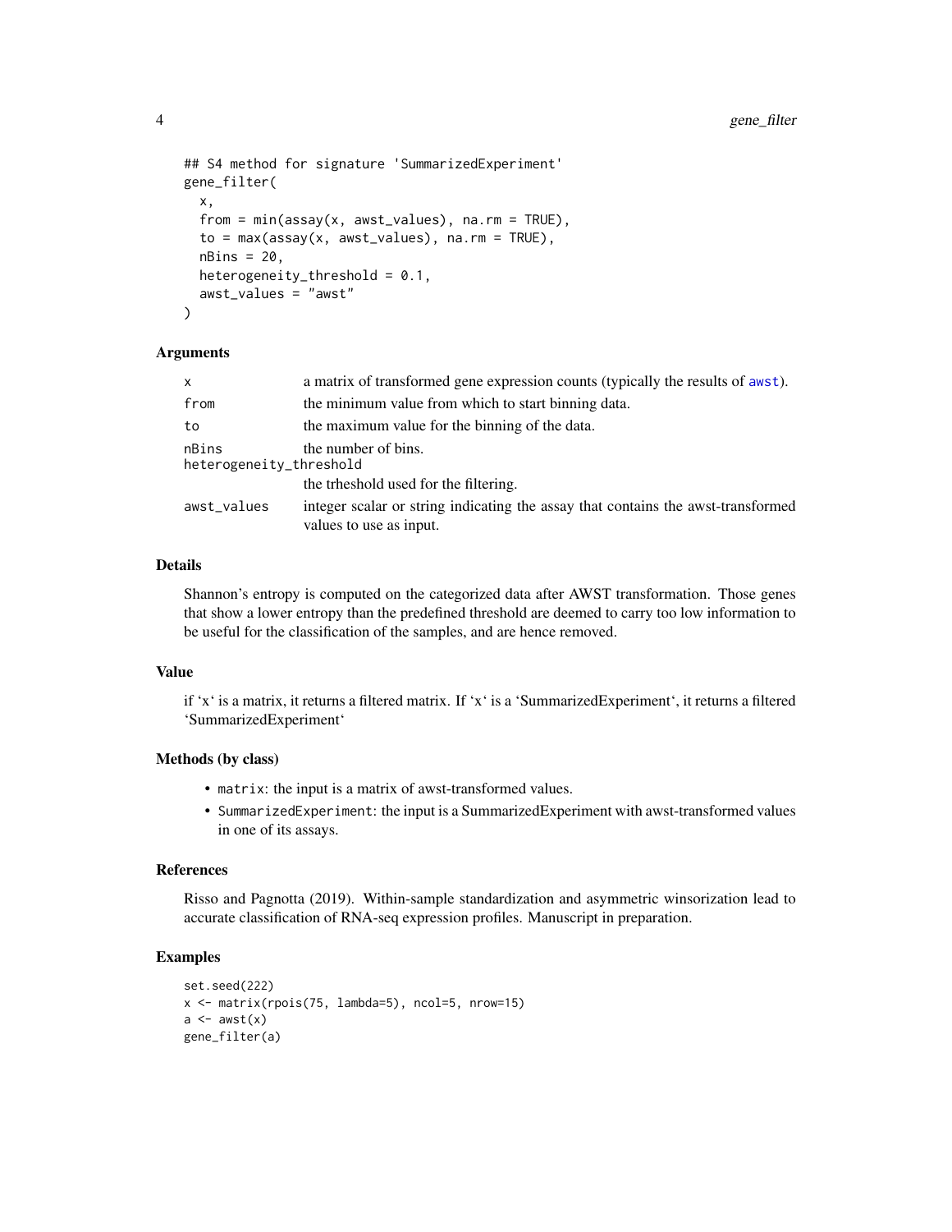```
## S4 method for signature 'SummarizedExperiment'
gene_filter(
  x,
  from = min(assay(x, awst_values), na.rm = TRUE),
  to = max(assay(x, awst_values), na.rm = TRUE),
  nBins = 20,
  heterogeneity_threshold = 0.1,
  awst_values = "awst"
)
```

### Arguments

| | |
|---|---|
| `x` | a matrix of transformed gene expression counts (typically the results of `awst`). |
| `from` | the minimum value from which to start binning data. |
| `to` | the maximum value for the binning of the data. |
| `nBins` | the number of bins. |
| `heterogeneity_threshold` | the trheshold used for the filtering. |
| `awst_values` | integer scalar or string indicating the assay that contains the awst-transformed values to use as input. |

### Details

Shannon's entropy is computed on the categorized data after AWST transformation. Those genes that show a lower entropy than the predefined threshold are deemed to carry too low information to be useful for the classification of the samples, and are hence removed.

### Value

if 'x' is a matrix, it returns a filtered matrix. If 'x' is a 'SummarizedExperiment', it returns a filtered 'SummarizedExperiment'

### Methods (by class)

- `matrix`: the input is a matrix of awst-transformed values.
- `SummarizedExperiment`: the input is a SummarizedExperiment with awst-transformed values in one of its assays.

### References

Risso and Pagnotta (2019). Within-sample standardization and asymmetric winsorization lead to accurate classification of RNA-seq expression profiles. Manuscript in preparation.

### Examples

```
set.seed(222)
x <- matrix(rpois(75, lambda=5), ncol=5, nrow=15)
a <- awst(x)
gene_filter(a)
```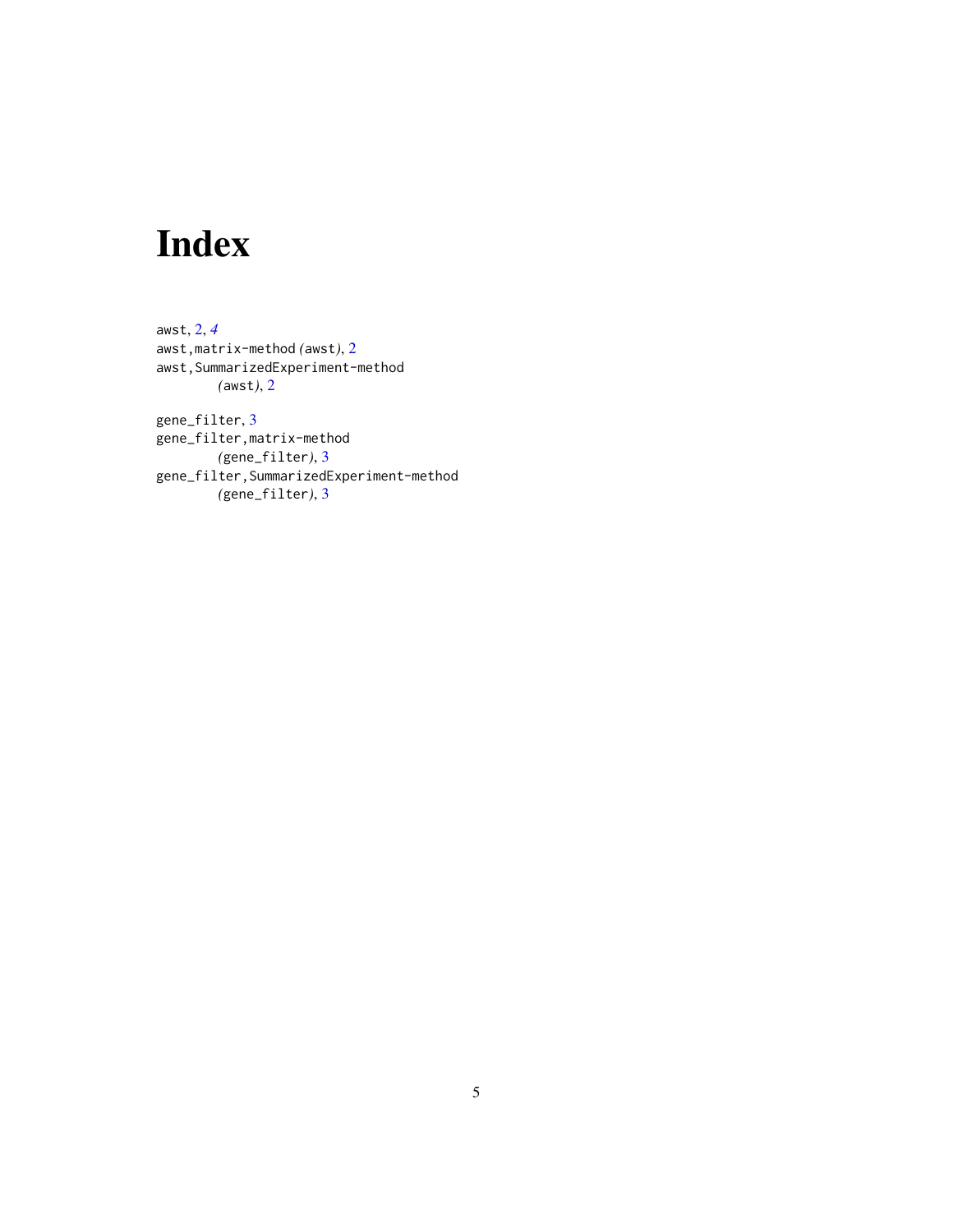# Index

awst, 2, *4*
awst,matrix-method (awst), 2
awst,SummarizedExperiment-method
    (awst), 2

gene_filter, 3
gene_filter,matrix-method
    (gene_filter), 3
gene_filter,SummarizedExperiment-method
    (gene_filter), 3